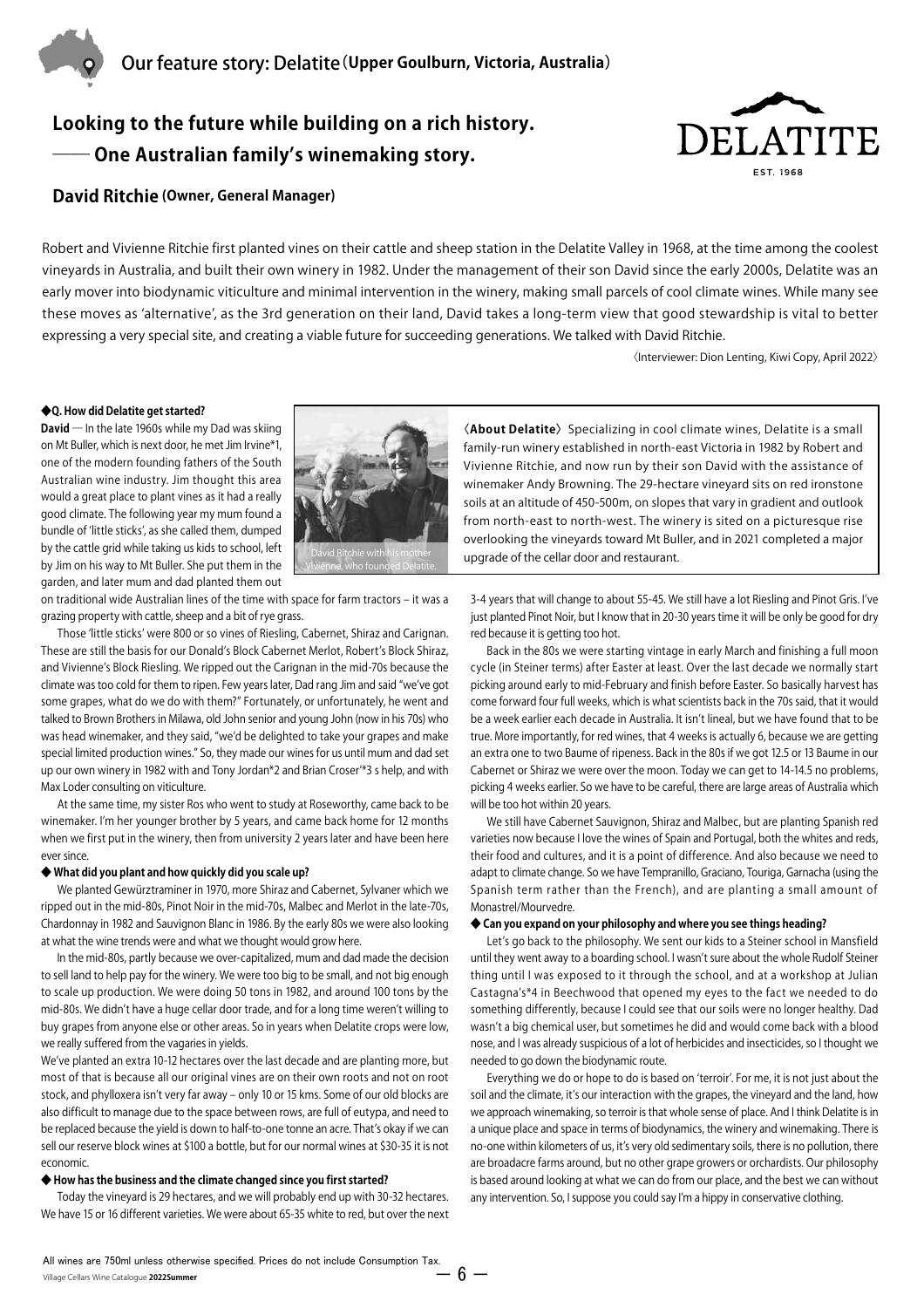# Our feature story: Delatite (Upper Goulburn, Victoria, Australia)

## Looking to the future while building on a rich history.
## —— One Australian family's winemaking story.

DELATITE
EST. 1968

### David Ritchie (Owner, General Manager)

Robert and Vivienne Ritchie first planted vines on their cattle and sheep station in the Delatite Valley in 1968, at the time among the coolest vineyards in Australia, and built their own winery in 1982. Under the management of their son David since the early 2000s, Delatite was an early mover into biodynamic viticulture and minimal intervention in the winery, making small parcels of cool climate wines. While many see these moves as 'alternative', as the 3rd generation on their land, David takes a long-term view that good stewardship is vital to better expressing a very special site, and creating a viable future for succeeding generations. We talked with David Ritchie.

〈Interviewer: Dion Lenting, Kiwi Copy, April 2022〉

**◆Q. How did Delatite get started?**

**David** — In the late 1960s while my Dad was skiing on Mt Buller, which is next door, he met Jim Irvine*1, one of the modern founding fathers of the South Australian wine industry. Jim thought this area would a great place to plant vines as it had a really good climate. The following year my mum found a bundle of 'little sticks', as she called them, dumped by the cattle grid while taking us kids to school, left by Jim on his way to Mt Buller. She put them in the garden, and later mum and dad planted them out on traditional wide Australian lines of the time with space for farm tractors – it was a grazing property with cattle, sheep and a bit of rye grass.

David Ritchie with his mother Vivienne, who founded Delatite.

Those 'little sticks' were 800 or so vines of Riesling, Cabernet, Shiraz and Carignan. These are still the basis for our Donald's Block Cabernet Merlot, Robert's Block Shiraz, and Vivienne's Block Riesling. We ripped out the Carignan in the mid-70s because the climate was too cold for them to ripen. Few years later, Dad rang Jim and said "we've got some grapes, what do we do with them?" Fortunately, or unfortunately, he went and talked to Brown Brothers in Milawa, old John senior and young John (now in his 70s) who was head winemaker, and they said, "we'd be delighted to take your grapes and make special limited production wines." So, they made our wines for us until mum and dad set up our own winery in 1982 with and Tony Jordan*2 and Brian Croser'*3 s help, and with Max Loder consulting on viticulture.

At the same time, my sister Ros who went to study at Roseworthy, came back to be winemaker. I'm her younger brother by 5 years, and came back home for 12 months when we first put in the winery, then from university 2 years later and have been here ever since.

**◆ What did you plant and how quickly did you scale up?**

We planted Gewürztraminer in 1970, more Shiraz and Cabernet, Sylvaner which we ripped out in the mid-80s, Pinot Noir in the mid-70s, Malbec and Merlot in the late-70s, Chardonnay in 1982 and Sauvignon Blanc in 1986. By the early 80s we were also looking at what the wine trends were and what we thought would grow here.

In the mid-80s, partly because we over-capitalized, mum and dad made the decision to sell land to help pay for the winery. We were too big to be small, and not big enough to scale up production. We were doing 50 tons in 1982, and around 100 tons by the mid-80s. We didn't have a huge cellar door trade, and for a long time weren't willing to buy grapes from anyone else or other areas. So in years when Delatite crops were low, we really suffered from the vagaries in yields.

We've planted an extra 10-12 hectares over the last decade and are planting more, but most of that is because all our original vines are on their own roots and not on root stock, and phylloxera isn't very far away – only 10 or 15 kms. Some of our old blocks are also difficult to manage due to the space between rows, are full of eutypa, and need to be replaced because the yield is down to half-to-one tonne an acre. That's okay if we can sell our reserve block wines at $100 a bottle, but for our normal wines at $30-35 it is not economic.

**◆ How has the business and the climate changed since you first started?**

Today the vineyard is 29 hectares, and we will probably end up with 30-32 hectares. We have 15 or 16 different varieties. We were about 65-35 white to red, but over the next 3-4 years that will change to about 55-45. We still have a lot Riesling and Pinot Gris. I've just planted Pinot Noir, but I know that in 20-30 years time it will be only be good for dry red because it is getting too hot.

Back in the 80s we were starting vintage in early March and finishing a full moon cycle (in Steiner terms) after Easter at least. Over the last decade we normally start picking around early to mid-February and finish before Easter. So basically harvest has come forward four full weeks, which is what scientists back in the 70s said, that it would be a week earlier each decade in Australia. It isn't lineal, but we have found that to be true. More importantly, for red wines, that 4 weeks is actually 6, because we are getting an extra one to two Baume of ripeness. Back in the 80s if we got 12.5 or 13 Baume in our Cabernet or Shiraz we were over the moon. Today we can get to 14-14.5 no problems, picking 4 weeks earlier. So we have to be careful, there are large areas of Australia which will be too hot within 20 years.

We still have Cabernet Sauvignon, Shiraz and Malbec, but are planting Spanish red varieties now because I love the wines of Spain and Portugal, both the whites and reds, their food and cultures, and it is a point of difference. And also because we need to adapt to climate change. So we have Tempranillo, Graciano, Touriga, Garnacha (using the Spanish term rather than the French), and are planting a small amount of Monastrel/Mourvedre.

**◆ Can you expand on your philosophy and where you see things heading?**

Let's go back to the philosophy. We sent our kids to a Steiner school in Mansfield until they went away to a boarding school. I wasn't sure about the whole Rudolf Steiner thing until I was exposed to it through the school, and at a workshop at Julian Castagna's*4 in Beechwood that opened my eyes to the fact we needed to do something differently, because I could see that our soils were no longer healthy. Dad wasn't a big chemical user, but sometimes he did and would come back with a blood nose, and I was already suspicious of a lot of herbicides and insecticides, so I thought we needed to go down the biodynamic route.

Everything we do or hope to do is based on 'terroir'. For me, it is not just about the soil and the climate, it's our interaction with the grapes, the vineyard and the land, how we approach winemaking, so terroir is that whole sense of place. And I think Delatite is in a unique place and space in terms of biodynamics, the winery and winemaking. There is no-one within kilometers of us, it's very old sedimentary soils, there is no pollution, there are broadacre farms around, but no other grape growers or orchardists. Our philosophy is based around looking at what we can do from our place, and the best we can without any intervention. So, I suppose you could say I'm a hippy in conservative clothing.

**〈About Delatite〉** Specializing in cool climate wines, Delatite is a small family-run winery established in north-east Victoria in 1982 by Robert and Vivienne Ritchie, and now run by their son David with the assistance of winemaker Andy Browning. The 29-hectare vineyard sits on red ironstone soils at an altitude of 450-500m, on slopes that vary in gradient and outlook from north-east to north-west. The winery is sited on a picturesque rise overlooking the vineyards toward Mt Buller, and in 2021 completed a major upgrade of the cellar door and restaurant.

All wines are 750ml unless otherwise specified. Prices do not include Consumption Tax.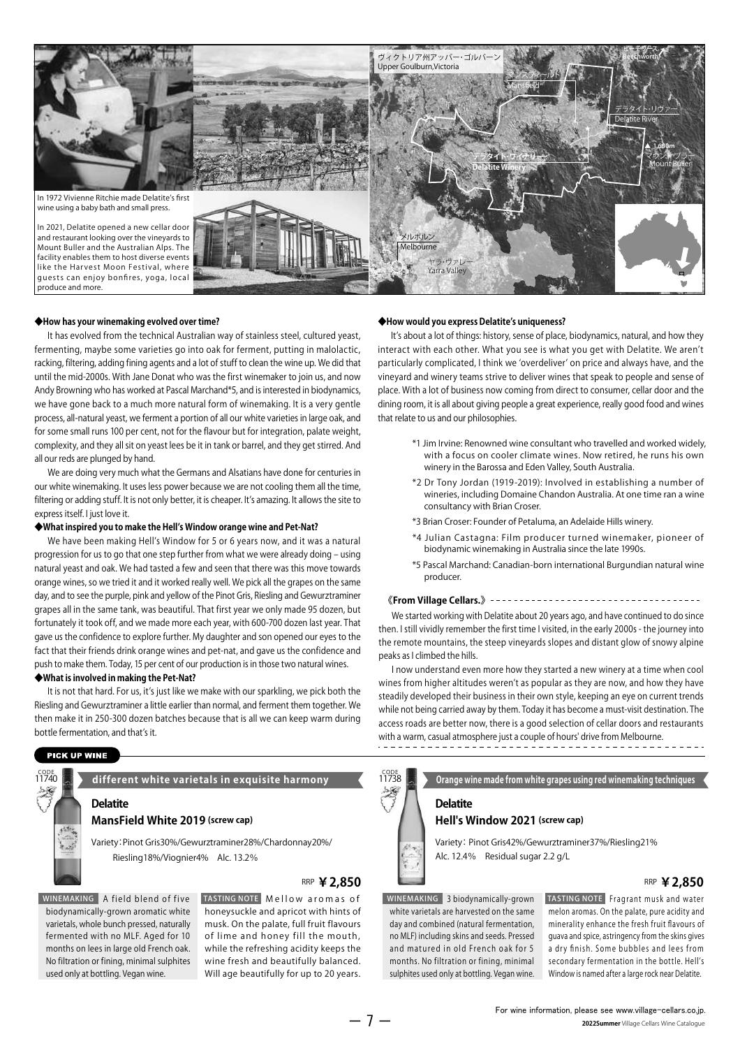In 1972 Vivienne Ritchie made Delatite's first wine using a baby bath and small press.

In 2021, Delatite opened a new cellar door and restaurant looking over the vineyards to Mount Buller and the Australian Alps. The facility enables them to host diverse events like the Harvest Moon Festival, where guests can enjoy bonfires, yoga, local produce and more.

ヴィクトリア州アッパー・ゴルバーン
Upper Goulburn,Victoria

ビーチワース
Beechworth

マンスフィールド
Mansfield

デラタイト・リヴァー
Delatite River

1,600m
マウント・ブラー
Mount Buller

デラタイト・ワイナリー
Delatite Winery

メルボルン
Melbourne

ヤラ・ヴァレー
Yarra Valley

**◆How has your winemaking evolved over time?**

It has evolved from the technical Australian way of stainless steel, cultured yeast, fermenting, maybe some varieties go into oak for ferment, putting in malolactic, racking, filtering, adding fining agents and a lot of stuff to clean the wine up. We did that until the mid-2000s. With Jane Donat who was the first winemaker to join us, and now Andy Browning who has worked at Pascal Marchand*5, and is interested in biodynamics, we have gone back to a much more natural form of winemaking. It is a very gentle process, all-natural yeast, we ferment a portion of all our white varieties in large oak, and for some small runs 100 per cent, not for the flavour but for integration, palate weight, complexity, and they all sit on yeast lees be it in tank or barrel, and they get stirred. And all our reds are plunged by hand.

We are doing very much what the Germans and Alsatians have done for centuries in our white winemaking. It uses less power because we are not cooling them all the time, filtering or adding stuff. It is not only better, it is cheaper. It's amazing. It allows the site to express itself. I just love it.

**◆What inspired you to make the Hell's Window orange wine and Pet-Nat?**

We have been making Hell's Window for 5 or 6 years now, and it was a natural progression for us to go that one step further from what we were already doing – using natural yeast and oak. We had tasted a few and seen that there was this move towards orange wines, so we tried it and it worked really well. We pick all the grapes on the same day, and to see the purple, pink and yellow of the Pinot Gris, Riesling and Gewurztraminer grapes all in the same tank, was beautiful. That first year we only made 95 dozen, but fortunately it took off, and we made more each year, with 600-700 dozen last year. That gave us the confidence to explore further. My daughter and son opened our eyes to the fact that their friends drink orange wines and pet-nat, and gave us the confidence and push to make them. Today, 15 per cent of our production is in those two natural wines.

**◆What is involved in making the Pet-Nat?**

It is not that hard. For us, it's just like we make with our sparkling, we pick both the Riesling and Gewurztraminer a little earlier than normal, and ferment them together. We then make it in 250-300 dozen batches because that is all we can keep warm during bottle fermentation, and that's it.

**◆How would you express Delatite's uniqueness?**

It's about a lot of things: history, sense of place, biodynamics, natural, and how they interact with each other. What you see is what you get with Delatite. We aren't particularly complicated, I think we 'overdeliver' on price and always have, and the vineyard and winery teams strive to deliver wines that speak to people and sense of place. With a lot of business now coming from direct to consumer, cellar door and the dining room, it is all about giving people a great experience, really good food and wines that relate to us and our philosophies.

*1 Jim Irvine: Renowned wine consultant who travelled and worked widely, with a focus on cooler climate wines. Now retired, he runs his own winery in the Barossa and Eden Valley, South Australia.

*2 Dr Tony Jordan (1919-2019): Involved in establishing a number of wineries, including Domaine Chandon Australia. At one time ran a wine consultancy with Brian Croser.

*3 Brian Croser: Founder of Petaluma, an Adelaide Hills winery.

*4 Julian Castagna: Film producer turned winemaker, pioneer of biodynamic winemaking in Australia since the late 1990s.

*5 Pascal Marchand: Canadian-born international Burgundian natural wine producer.

**《From Village Cellars.》**

We started working with Delatite about 20 years ago, and have continued to do since then. I still vividly remember the first time I visited, in the early 2000s - the journey into the remote mountains, the steep vineyards slopes and distant glow of snowy alpine peaks as I climbed the hills.

I now understand even more how they started a new winery at a time when cool wines from higher altitudes weren't as popular as they are now, and how they have steadily developed their business in their own style, keeping an eye on current trends while not being carried away by them. Today it has become a must-visit destination. The access roads are better now, there is a good selection of cellar doors and restaurants with a warm, casual atmosphere just a couple of hours' drive from Melbourne.

## PICK UP WINE

CODE 11740

**different white varietals in exquisite harmony**

### Delatite
### MansField White 2019 (screw cap)

Variety：Pinot Gris30%/Gewurztraminer28%/Chardonnay20%/Riesling18%/Viognier4%　Alc. 13.2%

RRP **¥2,850**

**WINEMAKING** A field blend of five biodynamically-grown aromatic white varietals, whole bunch pressed, naturally fermented with no MLF. Aged for 10 months on lees in large old French oak. No filtration or fining, minimal sulphites used only at bottling. Vegan wine.

**TASTING NOTE** Mellow aromas of honeysuckle and apricot with hints of musk. On the palate, full fruit flavours of lime and honey fill the mouth, while the refreshing acidity keeps the wine fresh and beautifully balanced. Will age beautifully for up to 20 years.

CODE 11738

**Orange wine made from white grapes using red winemaking techniques**

### Delatite
### Hell's Window 2021 (screw cap)

Variety：Pinot Gris42%/Gewurztraminer37%/Riesling21%
Alc. 12.4%　Residual sugar 2.2 g/L

RRP **¥2,850**

**WINEMAKING** 3 biodynamically-grown white varietals are harvested on the same day and combined (natural fermentation, no MLF) including skins and seeds. Pressed and matured in old French oak for 5 months. No filtration or fining, minimal sulphites used only at bottling. Vegan wine.

**TASTING NOTE** Fragrant musk and water melon aromas. On the palate, pure acidity and minerality enhance the fresh fruit flavours of guava and spice, astringency from the skins gives a dry finish. Some bubbles and lees from secondary fermentation in the bottle. Hell's Window is named after a large rock near Delatite.

For wine information, please see www.village-cellars.co.jp.